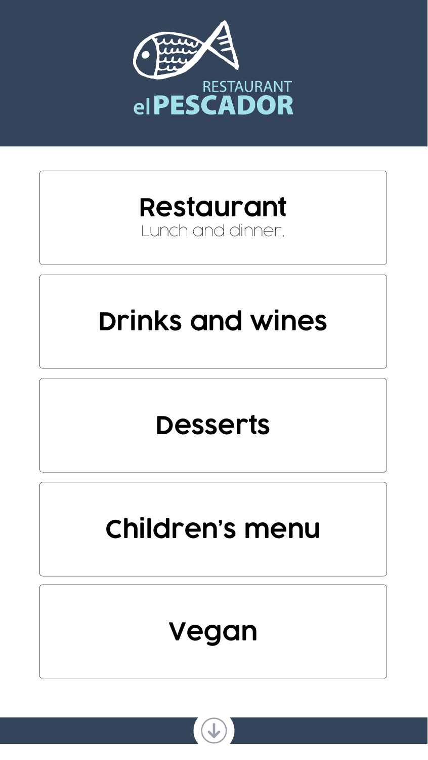RESTAURANT
# el PESCADOR

## Restaurant
Lunch and dinner.

## Drinks and wines

## Desserts

## Children's menu

## Vegan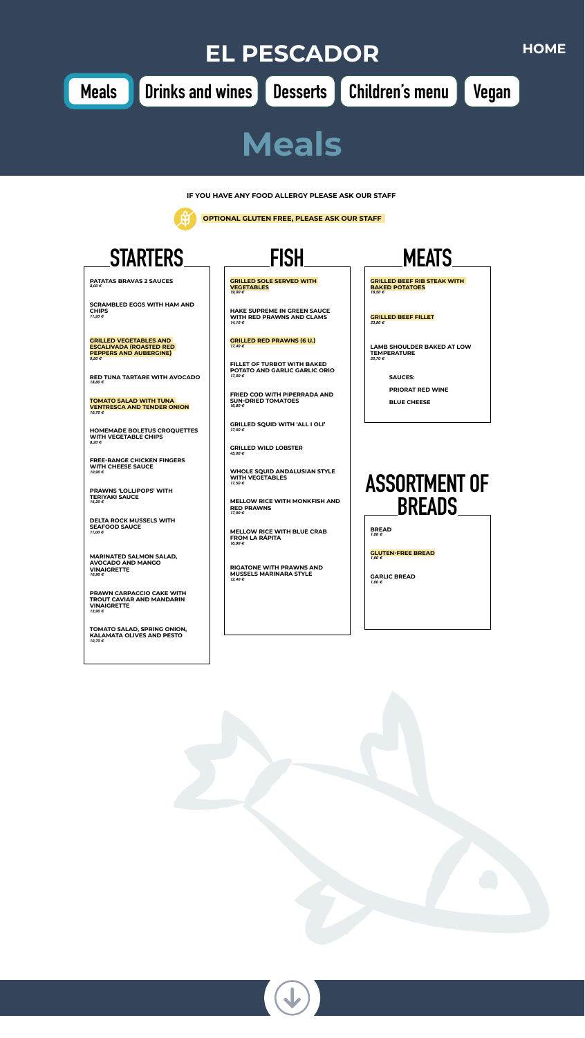# EL PESCADOR

HOME

Meals | Drinks and wines | Desserts | Children's menu | Vegan

# Meals

**IF YOU HAVE ANY FOOD ALLERGY PLEASE ASK OUR STAFF**

**OPTIONAL GLUTEN FREE, PLEASE ASK OUR STAFF**

## STARTERS

**PATATAS BRAVAS 2 SAUCES**
*8,00 €*

**SCRAMBLED EGGS WITH HAM AND CHIPS**
*11,20 €*

**GRILLED VEGETABLES AND ESCALIVADA (ROASTED RED PEPPERS AND AUBERGINE)**
*9,50 €*

**RED TUNA TARTARE WITH AVOCADO**
*18,80 €*

**TOMATO SALAD WITH TUNA VENTRESCA AND TENDER ONION**
*10,70 €*

**HOMEMADE BOLETUS CROQUETTES WITH VEGETABLE CHIPS**
*8,20 €*

**FREE-RANGE CHICKEN FINGERS WITH CHEESE SAUCE**
*10,90 €*

**PRAWNS 'LOLLIPOPS' WITH TERIYAKI SAUCE**
*15,20 €*

**DELTA ROCK MUSSELS WITH SEAFOOD SAUCE**
*11,00 €*

**MARINATED SALMON SALAD, AVOCADO AND MANGO VINAIGRETTE**
*10,90 €*

**PRAWN CARPACCIO CAKE WITH TROUT CAVIAR AND MANDARIN VINAIGRETTE**
*13,90 €*

**TOMATO SALAD, SPRING ONION, KALAMATA OLIVES AND PESTO**
*10,70 €*

## FISH

**GRILLED SOLE SERVED WITH VEGETABLES**
*19,00 €*

**HAKE SUPREME IN GREEN SAUCE WITH RED PRAWNS AND CLAMS**
*14,10 €*

**GRILLED RED PRAWNS (6 U.)**
*17,40 €*

**FILLET OF TURBOT WITH BAKED POTATO AND GARLIC GARLIC ORIO**
*17,80 €*

**FRIED COD WITH PIPERRADA AND SUN-DRIED TOMATOES**
*16,80 €*

**GRILLED SQUID WITH 'ALL I OLI'**
*17,50 €*

**GRILLED WILD LOBSTER**
*45,00 €*

**WHOLE SQUID ANDALUSIAN STYLE WITH VEGETABLES**
*17,50 €*

**MELLOW RICE WITH MONKFISH AND RED PRAWNS**
*17,90 €*

**MELLOW RICE WITH BLUE CRAB FROM LA RÁPITA**
*16,90 €*

**RIGATONE WITH PRAWNS AND MUSSELS MARINARA STYLE**
*12,40 €*

## MEATS

**GRILLED BEEF RIB STEAK WITH BAKED POTATOES**
*18,50 €*

**GRILLED BEEF FILLET**
*23,90 €*

**LAMB SHOULDER BAKED AT LOW TEMPERATURE**
*20,70 €*

**SAUCES:**

**PRIORAT RED WINE**

**BLUE CHEESE**

## ASSORTMENT OF BREADS

**BREAD**
*1,00 €*

**GLUTEN-FREE BREAD**
*1,00 €*

**GARLIC BREAD**
*1,00 €*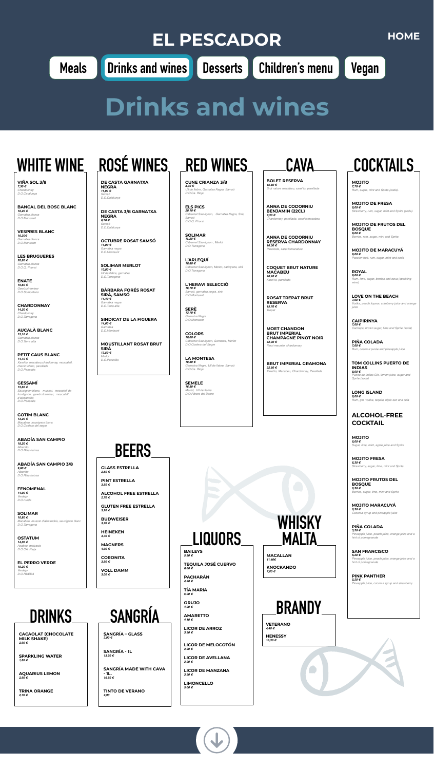# EL PESCADOR

HOME

Meals | Drinks and wines | Desserts | Children's menu | Vegan

# Drinks and wines

## WHITE WINE

**VIÑA SOL 3/8**
*7,10 €*
*Chardonnay*
*D.O.Catalunya*

**BANCAL DEL BOSC BLANC**
*16,20 €*
*Garnatxa blanca*
*D.O.Montsant*

**VESPRES BLANC**
*16,30€*
*Garnatxa blanca*
*D.O.Montsant*

**LES BRUGUERES**
*20,80 €*
*Garnatxa blanca*
*D.O.Q. Priorat*

**ENATE**
*15,60 €*
*Gewürztraminer*
*D.O.Somontano*

**CHARDONNAY**
*14,20 €*
*Chardonnay*
*D.O.Tarragona*

**AUCALÀ BLANC**
*15,10 €*
*Garnatxa blanca*
*D.O.Terra alta*

**PETIT CAUS BLANC**
*14,10 €*
*Xarel·lo, macabeu,chardonnay, moscatell, chenin blanc, parellada*
*D.O.Penedès*

**GESSAMÍ**
*15,60 €*
*Sauvignon blanc, muscat, moscatell de frontignon, gewürztraminer, moscatell d'alexandria*
*D.O.Penedès*

**GOTIM BLANC**
*13,20 €*
*Macabeu, sauvignon blanc*
*D.O.Costers del segre*

**ABADÍA SAN CAMPIO**
*18,20 €*
*Albariño*
*D.O.Rias baixas*

**ABADÍA SAN CAMPIO 3/8**
*9,80 €*
*Albariño*
*D.O.Rias baixas*

**FENOMENAL**
*14,00 €*
*Verdejo*
*D.O.rueda*

**SOLIMAR**
*10,80 €*
*Macabeu, muscat d'alexandria, sauvignon blanc*
*D.O.Tarragona*

**OSTATUM**
*14,00 €*
*Acabeu, malvasia*
*D.O.CA. Rioja*

**EL PERRO VERDE**
*15,20 €*
*Verdejo*
*D.O.RUEDA*

## ROSÉ WINES

**DE CASTA GARNATXA NEGRA**
*11,90 €*
*Samsó*
*D.O.Catalunya*

**DE CASTA 3/8 GARNATXA NEGRA**
*6,70 €*
*Samsó*
*D.O.Catalunya*

**OCTUBRE ROSAT SAMSÓ**
*14,00 €*
*Garnatxa negra*
*D.O.Montsant*

**SOLIMAR MERLOT**
*10,80 €*
*Ull de llebre, garnatxa*
*D.O.Tarragona*

**BÀRBARA FORÉS ROSAT SIRÀ, SAMSÓ**
*14,40 €*
*Garnatxa negra*
*D.O.Terra alta*

**SINDICAT DE LA FIGUERA**
*14,60 €*
*Garnatxa*
*D.O.Montsant*

**MOUSTILLANT ROSAT BRUT SIRÀ**
*13,50 €*
*Merlot*
*D.O.Penedès*

## RED WINES

**CUNE CRIANZA 3/8**
*8,30 €*
*Ull de llebre, Garnatxa Negra, Samsó*
*D.O.Ca. Rioja*

**ELS PICS**
*20,10 €*
*Cabernet Sauvignon, Garnatxa Negra, Sirà, Samsó*
*D.O.Q. Priorat*

**SOLIMAR**
*11,20 €*
*Cabernet Sauvignon , Merlot*
*D.O.Tarragona*

**L'ARLEQUÍ**
*16,80 €*
*Cabernet Sauvignon, Merlot, carinyena, sirà*
*D.O.Tarragona*

**L'HERAVI SELECCIÓ**
*16,70 €*
*Samsó, garnatxa negra, sirà*
*D.O.Montsant*

**SERÈ**
*13,70 €*
*Garnatxa Negra*
*D.O.Montsant*

**COLORS**
*16,00 €*
*Cabernet Sauvignon, Garnatxa, Merlot*
*D.O.Costers del Segre*

**LA MONTESA**
*18,50 €*
*Garnatxa Negra, Ull de llebre, Samsó*
*D.O.Ca. Rioja*

**SEMELE**
*16,30 €*
*Merlot, Ull de llebre*
*D.O.Ribera del Duero*

## CAVA

**BOLET RESERVA**
*15,80 €*
*Brut nature macabeu, xarel·lo, parellada*

**ANNA DE CODORNIU BENJAMIN (22CL)**
*7,30 €*
*Chardonnay, parellada, xarel·lomacabeu*

**ANNA DE CODORNIU RESERVA CHARDONNAY**
*16,30 €*
*Parellada, xarel·lomacabeu*

**COQUET BRUT NATURE MACABEU**
*20,20 €*
*Xarel·lo, parellada*

**ROSAT TREPAT BRUT RESERVA**
*15,70 €*
*Trepat*

**MOET CHANDON BRUT IMPERIAL CHAMPAGNE PINOT NOIR**
*42,00 €*
*Pinot meunier, chardonnay*

**BRUT IMPERIAL GRAMONA**
*22,60 €*
*Xarel·lo, Macabeu, Chardonnay, Parellada*

## COCKTAILS

**MOJITO**
*7,70 €*
*Rum, sugar, mint and Sprite (soda).*

**MOJITO DE FRESA**
*8,00 €*
*Strawberry, rum, sugar, mint and Sprite (soda).*

**MOJITO DE FRUTOS DEL BOSQUE**
*8,00 €*
*Berries, rum, sugar, mint and Sprite*

**MOJITO DE MARACUYÁ**
*8,00 €*
*Passion fruit, rum, sugar, mint and soda*

**ROYAL**
*8,00 €*
*Rum, lime, sugar, berries and cava (sparkling wine)*

**LOVE ON THE BEACH**
*7,60 €*
*Vodka, peach liqueur, cranberry juice and orange juice*

**CAIPIRINYA**
*7,60 €*
*Cachaça, brown sugar, lime and Sprite (soda)*

**PIÑA COLADA**
*7,60 €*
*Rum, coconut purée and pineapple juice*

**TOM COLLINS PUERTO DE INDIAS**
*8,00 €*
*Puerto de Indias Gin, lemon juice, sugar and Sprite (soda)*

**LONG ISLAND**
*8,00 €*
*Rum, gin, vodka, tequila, triple sec and cola*

### ALCOHOL-FREE COCKTAIL

**MOJITO**
*6,00 €*
*Sugar, lime, mint, apple juice and Sprite*

**MOJITO FRESA**
*6,30 €*
*Strawberry, sugar, lime, mint and Sprite*

**MOJITO FRUTOS DEL BOSQUE**
*6,30 €*
*Berries, sugar, lime, mint and Sprite*

**MOJITO MARACUYÁ**
*6,30 €*
*Coconut syrup and pineapple juice*

**PIÑA COLADA**
*5,20 €*
*Pineapple juice, peach juice, orange juice and a hint of pomegranate*

**SAN FRANCISCO**
*5,20 €*
*Pineapple juice, peach juice, orange juice and a hint of pomegranate*

**PINK PANTHER**
*5,20 €*
*Pineapple juice, coconut syrup and strawberry*

## BEERS

**GLASS ESTRELLA**
*2,50 €*

**PINT ESTRELLA**
*3,50 €*

**ALCOHOL FREE ESTRELLA**
*2,70 €*

**GLUTEN FREE ESTRELLA**
*3,20 €*

**BUDWEISER**
*3,70 €*

**HEINEKEN**
*3,70 €*

**MAGNERS**
*4,90 €*

**CORONITA**
*3,80 €*

**VOLL DAMM**
*3,00 €*

## LIQUORS

**BAILEYS**
*5,30 €*

**TEQUILA JOSÉ CUERVO**
*6,60 €*

**PACHARÁN**
*4,20 €*

**TÍA MARIA**
*5,00 €*

**ORUJO**
*4,90 €*

**AMARETTO**
*4,10 €*

**LICOR DE ARROZ**
*3,90 €*

**LICOR DE MELOCOTÓN**
*3,90 €*

**LICOR DE AVELLANA**
*3,90 €*

**LICOR DE MANZANA**
*3,90 €*

**LIMONCELLO**
*5,00 €*

## WHISKY MALTA

**MACALLAN**
*11,40€*

**KNOCKANDO**
*7,60 €*

## BRANDY

**VETERANO**
*4,40 €*

**HENESSY**
*10,30 €*

## DRINKS

**CACAOLAT (CHOCOLATE MILK SHAKE)**
*2,80 €*

**SPARKLING WATER**
*1,80 €*

**AQUARIUS LEMON**
*2,90 €*

**TRINA ORANGE**
*2,70 €*

## SANGRÍA

**SANGRÍA – GLASS**
*3,90 €*

**SANGRÍA - 1L**
*13,20 €*

**SANGRÍA MADE WITH CAVA - 1L.**
*16,50 €*

**TINTO DE VERANO**
*2,90*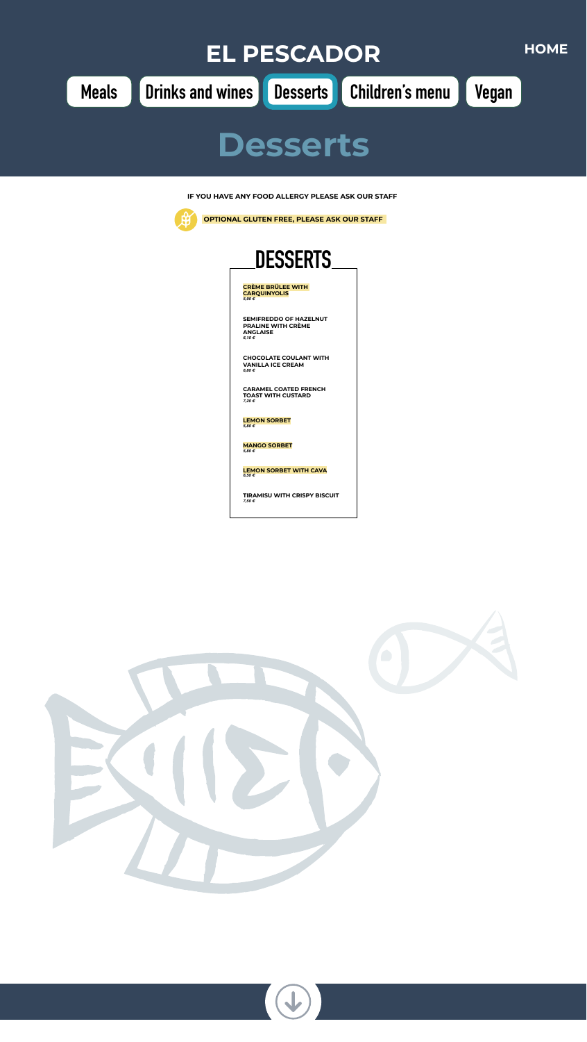# EL PESCADOR

HOME

Meals | Drinks and wines | Desserts | Children's menu | Vegan

## Desserts

**IF YOU HAVE ANY FOOD ALLERGY PLEASE ASK OUR STAFF**

**OPTIONAL GLUTEN FREE, PLEASE ASK OUR STAFF**

### DESSERTS

**CRÈME BRÛLEE WITH CARQUINYOLIS**
*5,90 €*

**SEMIFREDDO OF HAZELNUT PRALINE WITH CRÈME ANGLAISE**
*6,10 €*

**CHOCOLATE COULANT WITH VANILLA ICE CREAM**
*6,80 €*

**CARAMEL COATED FRENCH TOAST WITH CUSTARD**
*7,20 €*

**LEMON SORBET**
*5,80 €*

**MANGO SORBET**
*5,80 €*

**LEMON SORBET WITH CAVA**
*6,50 €*

**TIRAMISU WITH CRISPY BISCUIT**
*7,50 €*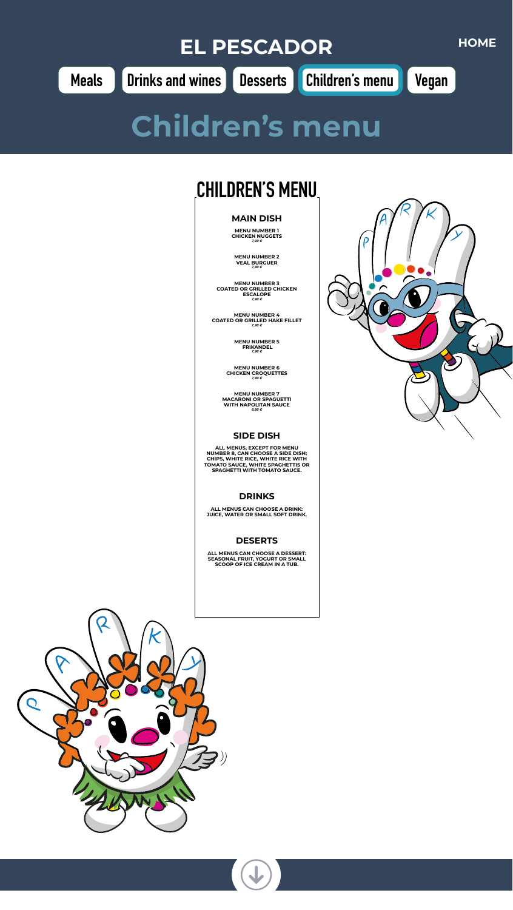# EL PESCADOR

HOME

Meals | Drinks and wines | Desserts | Children's menu | Vegan

# Children's menu

## CHILDREN'S MENU

### MAIN DISH

**MENU NUMBER 1**
**CHICKEN NUGGETS**
*7,90 €*

**MENU NUMBER 2**
**VEAL BURGUER**
*7,90 €*

**MENU NUMBER 3**
**COATED OR GRILLED CHICKEN ESCALOPE**
*7,90 €*

**MENU NUMBER 4**
**COATED OR GRILLED HAKE FILLET**
*7,90 €*

**MENU NUMBER 5**
**FRIKANDEL**
*7,90 €*

**MENU NUMBER 6**
**CHICKEN CROQUETTES**
*7,90 €*

**MENU NUMBER 7**
**MACARONI OR SPAGUETTI WITH NAPOLITAN SAUCE**
*6,90 €*

### SIDE DISH

ALL MENUS, EXCEPT FOR MENU NUMBER 8, CAN CHOOSE A SIDE DISH: CHIPS, WHITE RICE, WHITE RICE WITH TOMATO SAUCE, WHITE SPAGHETTIS OR SPAGHETTI WITH TOMATO SAUCE.

### DRINKS

ALL MENUS CAN CHOOSE A DRINK: JUICE, WATER OR SMALL SOFT DRINK.

### DESERTS

ALL MENUS CAN CHOOSE A DESSERT: SEASONAL FRUIT, YOGURT OR SMALL SCOOP OF ICE CREAM IN A TUB.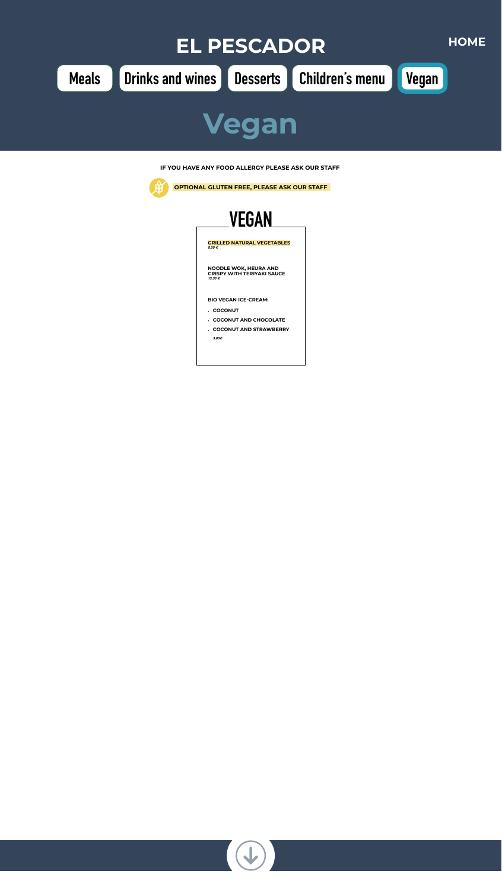# EL PESCADOR

HOME

Meals | Drinks and wines | Desserts | Children's menu | Vegan

## Vegan

**IF YOU HAVE ANY FOOD ALLERGY PLEASE ASK OUR STAFF**

**OPTIONAL GLUTEN FREE, PLEASE ASK OUR STAFF**

### VEGAN

**GRILLED NATURAL VEGETABLES**
*9,50 €*

**NOODLE WOK, HEURA AND CRISPY WITH TERIYAKI SAUCE**
*13,30 €*

**BIO VEGAN ICE-CREAM:**

- **COCONUT**
- **COCONUT AND CHOCOLATE**
- **COCONUT AND STRAWBERRY**

*3,80€*